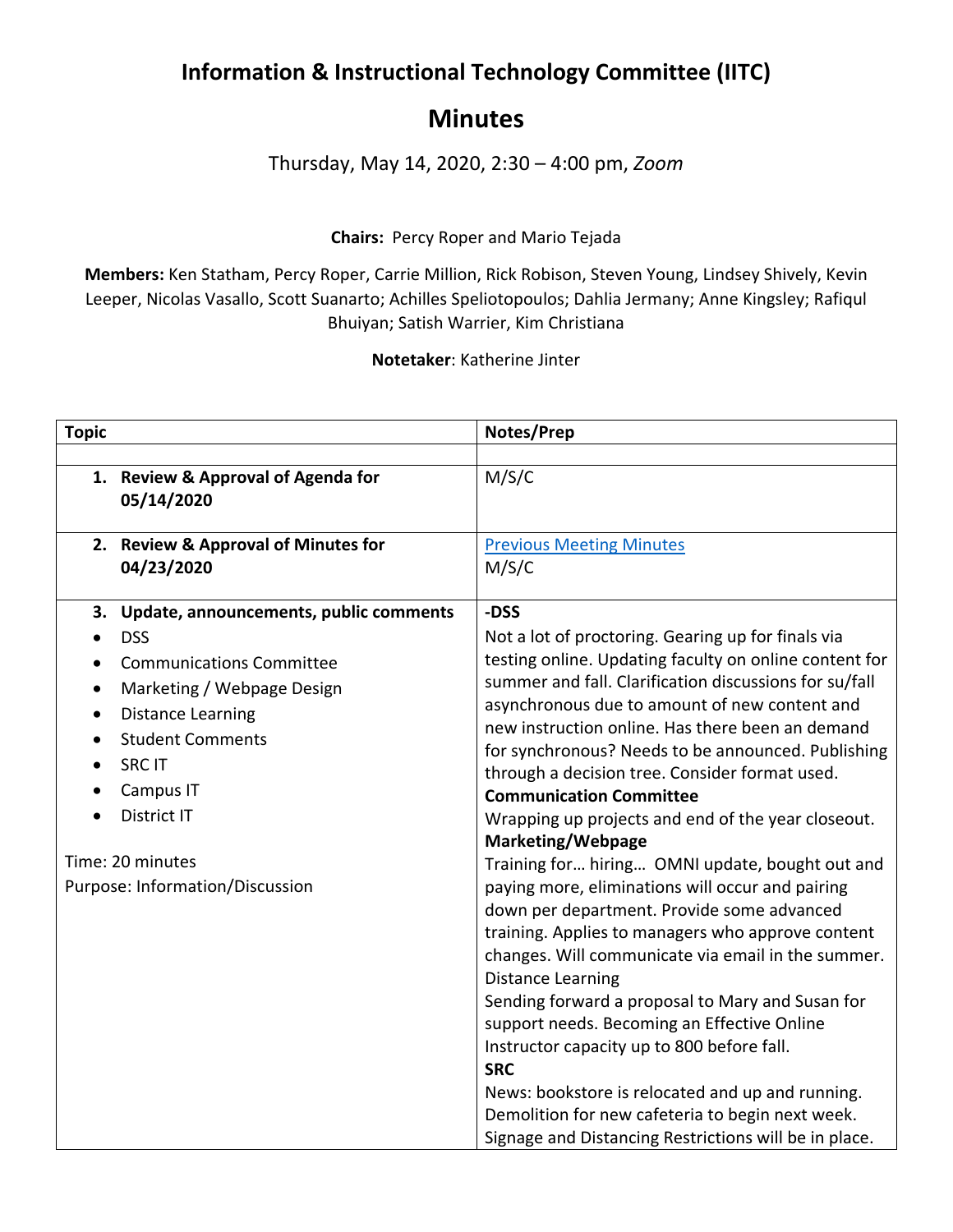# Information & Instructional Technology Committee (IITC)

## Minutes

Thursday, May 14, 2020, 2:30 – 4:00 pm, *Zoom*

**Chairs:** Percy Roper and Mario Tejada

**Members:** Ken Statham, Percy Roper, Carrie Million, Rick Robison, Steven Young, Lindsey Shively, Kevin Leeper, Nicolas Vasallo, Scott Suanarto; Achilles Speliotopoulos; Dahlia Jermany; Anne Kingsley; Rafiqul Bhuiyan; Satish Warrier, Kim Christiana

**Notetaker**: Katherine Jinter

| Topic | Notes/Prep |
|---|---|
| | |
| **1. Review & Approval of Agenda for 05/14/2020** | M/S/C |
| **2. Review & Approval of Minutes for 04/23/2020** | Previous Meeting Minutes<br>M/S/C |
| **3. Update, announcements, public comments**<br>• DSS<br>• Communications Committee<br>• Marketing / Webpage Design<br>• Distance Learning<br>• Student Comments<br>• SRC IT<br>• Campus IT<br>• District IT<br><br>Time: 20 minutes<br>Purpose: Information/Discussion | **-DSS**<br>Not a lot of proctoring. Gearing up for finals via testing online. Updating faculty on online content for summer and fall. Clarification discussions for su/fall asynchronous due to amount of new content and new instruction online. Has there been an demand for synchronous? Needs to be announced. Publishing through a decision tree. Consider format used.<br>**Communication Committee**<br>Wrapping up projects and end of the year closeout.<br>**Marketing/Webpage**<br>Training for… hiring… OMNI update, bought out and paying more, eliminations will occur and pairing down per department. Provide some advanced training. Applies to managers who approve content changes. Will communicate via email in the summer.<br>Distance Learning<br>Sending forward a proposal to Mary and Susan for support needs. Becoming an Effective Online Instructor capacity up to 800 before fall.<br>**SRC**<br>News: bookstore is relocated and up and running. Demolition for new cafeteria to begin next week. Signage and Distancing Restrictions will be in place. |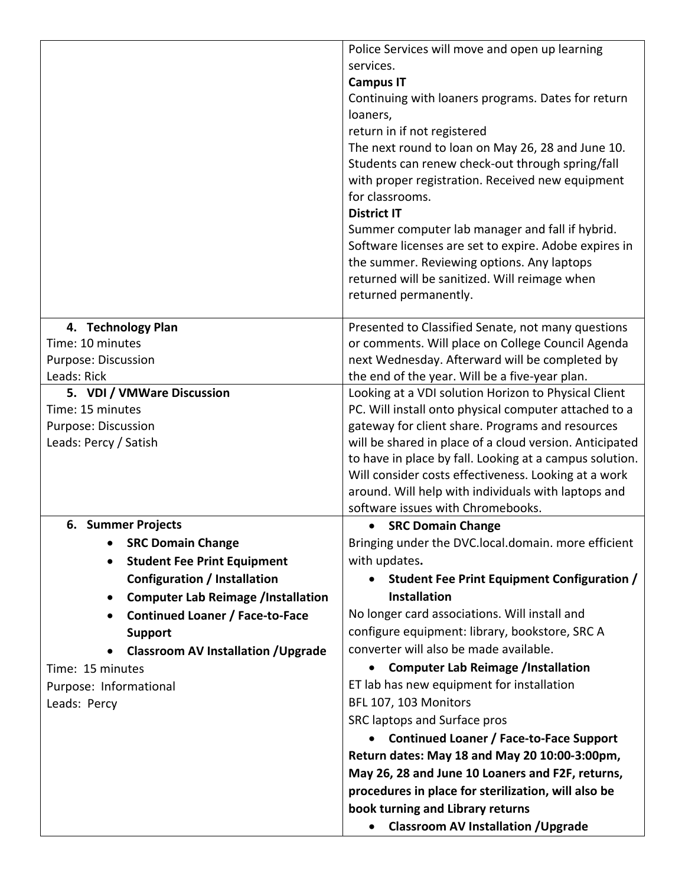| | |
|---|---|
| | Police Services will move and open up learning services.<br>**Campus IT**<br>Continuing with loaners programs. Dates for return loaners,<br>return in if not registered<br>The next round to loan on May 26, 28 and June 10. Students can renew check-out through spring/fall with proper registration. Received new equipment for classrooms.<br>**District IT**<br>Summer computer lab manager and fall if hybrid. Software licenses are set to expire. Adobe expires in the summer. Reviewing options. Any laptops returned will be sanitized. Will reimage when returned permanently. |
| **4. Technology Plan**<br>Time: 10 minutes<br>Purpose: Discussion<br>Leads: Rick | Presented to Classified Senate, not many questions or comments. Will place on College Council Agenda next Wednesday. Afterward will be completed by the end of the year. Will be a five-year plan. |
| **5. VDI / VMWare Discussion**<br>Time: 15 minutes<br>Purpose: Discussion<br>Leads: Percy / Satish | Looking at a VDI solution Horizon to Physical Client PC. Will install onto physical computer attached to a gateway for client share. Programs and resources will be shared in place of a cloud version. Anticipated to have in place by fall. Looking at a campus solution. Will consider costs effectiveness. Looking at a work around. Will help with individuals with laptops and software issues with Chromebooks. |
| **6. Summer Projects**<br>• **SRC Domain Change**<br>• **Student Fee Print Equipment Configuration / Installation**<br>• **Computer Lab Reimage /Installation**<br>• **Continued Loaner / Face-to-Face Support**<br>• **Classroom AV Installation /Upgrade**<br>Time: 15 minutes<br>Purpose: Informational<br>Leads: Percy | • **SRC Domain Change**<br>Bringing under the DVC.local.domain. more efficient with updates**.**<br>• **Student Fee Print Equipment Configuration / Installation**<br>No longer card associations. Will install and configure equipment: library, bookstore, SRC A converter will also be made available.<br>• **Computer Lab Reimage /Installation**<br>ET lab has new equipment for installation<br>BFL 107, 103 Monitors<br>SRC laptops and Surface pros<br>• **Continued Loaner / Face-to-Face Support**<br>**Return dates: May 18 and May 20 10:00-3:00pm, May 26, 28 and June 10 Loaners and F2F, returns, procedures in place for sterilization, will also be book turning and Library returns**<br>• **Classroom AV Installation /Upgrade** |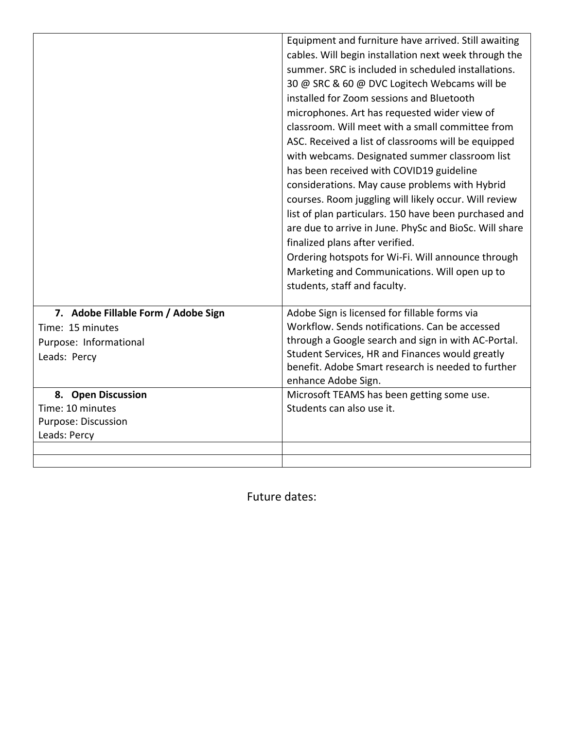| | |
|---|---|
| | Equipment and furniture have arrived. Still awaiting cables. Will begin installation next week through the summer. SRC is included in scheduled installations. 30 @ SRC & 60 @ DVC Logitech Webcams will be installed for Zoom sessions and Bluetooth microphones. Art has requested wider view of classroom. Will meet with a small committee from ASC. Received a list of classrooms will be equipped with webcams. Designated summer classroom list has been received with COVID19 guideline considerations. May cause problems with Hybrid courses. Room juggling will likely occur. Will review list of plan particulars. 150 have been purchased and are due to arrive in June. PhySc and BioSc. Will share finalized plans after verified.<br>Ordering hotspots for Wi-Fi. Will announce through Marketing and Communications. Will open up to students, staff and faculty. |
| **7. Adobe Fillable Form / Adobe Sign**<br>Time: 15 minutes<br>Purpose: Informational<br>Leads: Percy | Adobe Sign is licensed for fillable forms via Workflow. Sends notifications. Can be accessed through a Google search and sign in with AC-Portal. Student Services, HR and Finances would greatly benefit. Adobe Smart research is needed to further enhance Adobe Sign. |
| **8. Open Discussion**<br>Time: 10 minutes<br>Purpose: Discussion<br>Leads: Percy | Microsoft TEAMS has been getting some use. Students can also use it. |
| | |
| | |

Future dates: